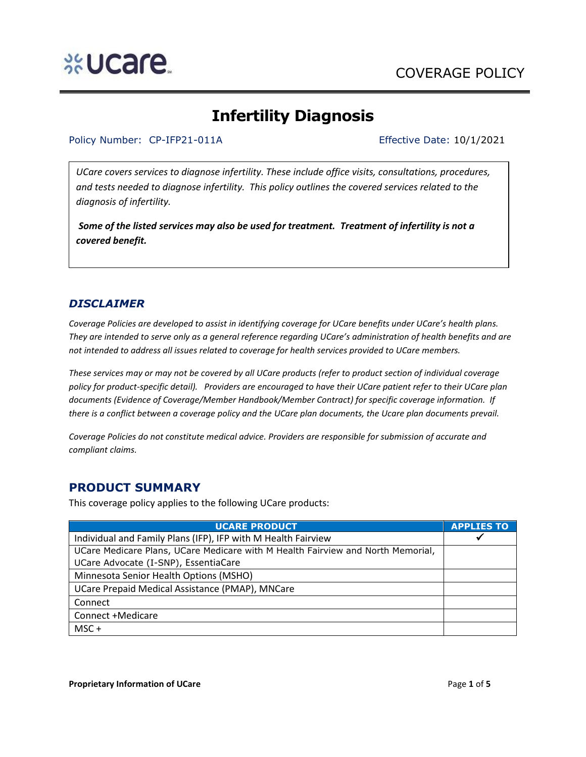COVERAGE POLICY

# Infertility Diagnosis

Policy Number: CP-IFP21-011A Effective Date: 10/1/2021

*UCare covers services to diagnose infertility. These include office visits, consultations, procedures, and tests needed to diagnose infertility. This policy outlines the covered services related to the diagnosis of infertility.*

***Some of the listed services may also be used for treatment. Treatment of infertility is not a covered benefit.***

## *DISCLAIMER*

*Coverage Policies are developed to assist in identifying coverage for UCare benefits under UCare's health plans. They are intended to serve only as a general reference regarding UCare's administration of health benefits and are not intended to address all issues related to coverage for health services provided to UCare members.*

*These services may or may not be covered by all UCare products (refer to product section of individual coverage policy for product-specific detail). Providers are encouraged to have their UCare patient refer to their UCare plan documents (Evidence of Coverage/Member Handbook/Member Contract) for specific coverage information. If there is a conflict between a coverage policy and the UCare plan documents, the Ucare plan documents prevail.*

*Coverage Policies do not constitute medical advice. Providers are responsible for submission of accurate and compliant claims.*

## PRODUCT SUMMARY

This coverage policy applies to the following UCare products:

| UCARE PRODUCT | APPLIES TO |
|---|---|
| Individual and Family Plans (IFP), IFP with M Health Fairview | ✓ |
| UCare Medicare Plans, UCare Medicare with M Health Fairview and North Memorial, UCare Advocate (I-SNP), EssentiaCare | |
| Minnesota Senior Health Options (MSHO) | |
| UCare Prepaid Medical Assistance (PMAP), MNCare | |
| Connect | |
| Connect +Medicare | |
| MSC + | |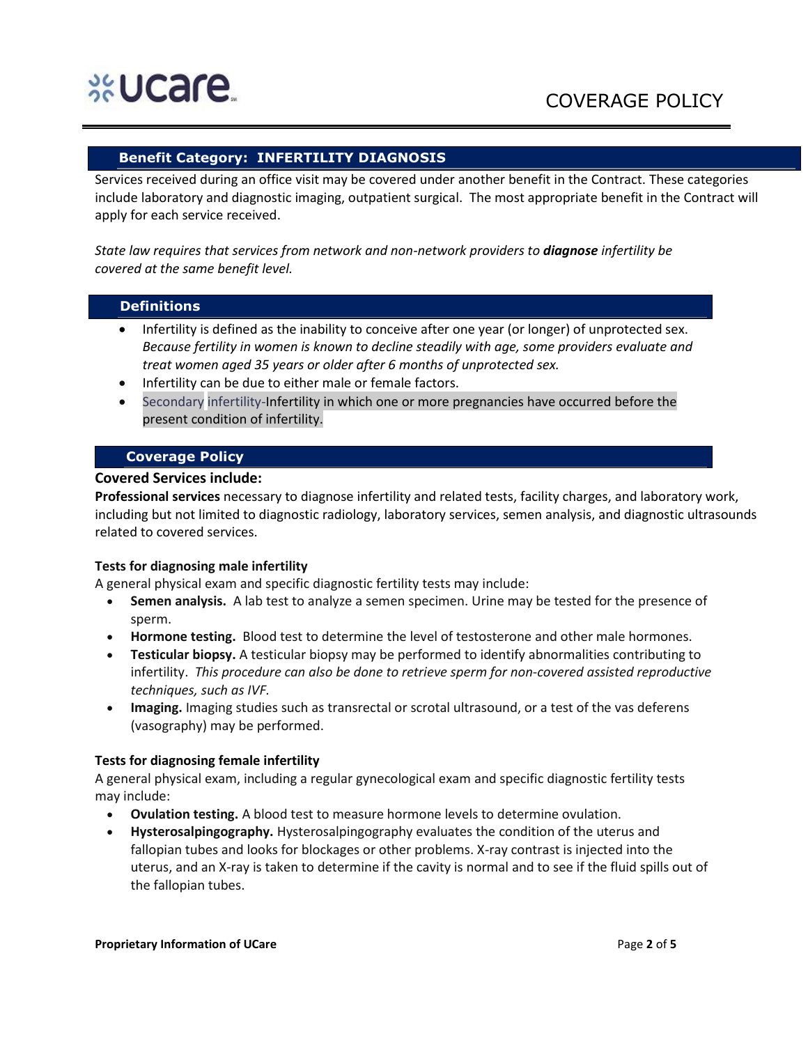## Benefit Category: INFERTILITY DIAGNOSIS

Services received during an office visit may be covered under another benefit in the Contract. These categories include laboratory and diagnostic imaging, outpatient surgical. The most appropriate benefit in the Contract will apply for each service received.

*State law requires that services from network and non-network providers to **diagnose** infertility be covered at the same benefit level.*

## Definitions

- Infertility is defined as the inability to conceive after one year (or longer) of unprotected sex. *Because fertility in women is known to decline steadily with age, some providers evaluate and treat women aged 35 years or older after 6 months of unprotected sex.*
- Infertility can be due to either male or female factors.
- Secondary infertility-Infertility in which one or more pregnancies have occurred before the present condition of infertility.

## Coverage Policy

### Covered Services include:

**Professional services** necessary to diagnose infertility and related tests, facility charges, and laboratory work, including but not limited to diagnostic radiology, laboratory services, semen analysis, and diagnostic ultrasounds related to covered services.

**Tests for diagnosing male infertility**

A general physical exam and specific diagnostic fertility tests may include:

- **Semen analysis.** A lab test to analyze a semen specimen. Urine may be tested for the presence of sperm.
- **Hormone testing.** Blood test to determine the level of testosterone and other male hormones.
- **Testicular biopsy.** A testicular biopsy may be performed to identify abnormalities contributing to infertility. *This procedure can also be done to retrieve sperm for non-covered assisted reproductive techniques, such as IVF.*
- **Imaging.** Imaging studies such as transrectal or scrotal ultrasound, or a test of the vas deferens (vasography) may be performed.

**Tests for diagnosing female infertility**

A general physical exam, including a regular gynecological exam and specific diagnostic fertility tests may include:

- **Ovulation testing.** A blood test to measure hormone levels to determine ovulation.
- **Hysterosalpingography.** Hysterosalpingography evaluates the condition of the uterus and fallopian tubes and looks for blockages or other problems. X-ray contrast is injected into the uterus, and an X-ray is taken to determine if the cavity is normal and to see if the fluid spills out of the fallopian tubes.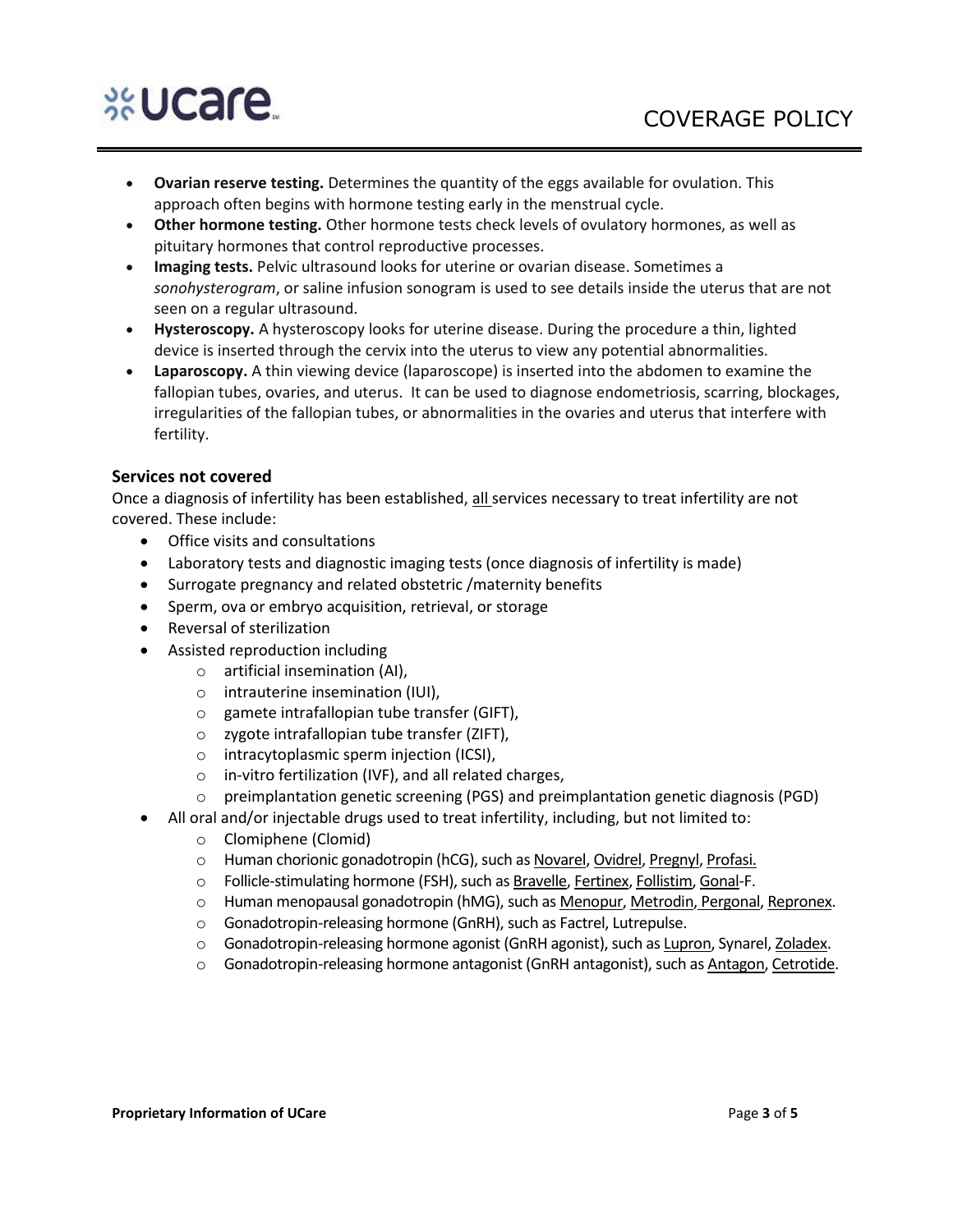- **Ovarian reserve testing.** Determines the quantity of the eggs available for ovulation. This approach often begins with hormone testing early in the menstrual cycle.
- **Other hormone testing.** Other hormone tests check levels of ovulatory hormones, as well as pituitary hormones that control reproductive processes.
- **Imaging tests.** Pelvic ultrasound looks for uterine or ovarian disease. Sometimes a *sonohysterogram*, or saline infusion sonogram is used to see details inside the uterus that are not seen on a regular ultrasound.
- **Hysteroscopy.** A hysteroscopy looks for uterine disease. During the procedure a thin, lighted device is inserted through the cervix into the uterus to view any potential abnormalities.
- **Laparoscopy.** A thin viewing device (laparoscope) is inserted into the abdomen to examine the fallopian tubes, ovaries, and uterus. It can be used to diagnose endometriosis, scarring, blockages, irregularities of the fallopian tubes, or abnormalities in the ovaries and uterus that interfere with fertility.

### Services not covered

Once a diagnosis of infertility has been established, all services necessary to treat infertility are not covered. These include:

- Office visits and consultations
- Laboratory tests and diagnostic imaging tests (once diagnosis of infertility is made)
- Surrogate pregnancy and related obstetric /maternity benefits
- Sperm, ova or embryo acquisition, retrieval, or storage
- Reversal of sterilization
- Assisted reproduction including
  - artificial insemination (AI),
  - intrauterine insemination (IUI),
  - gamete intrafallopian tube transfer (GIFT),
  - zygote intrafallopian tube transfer (ZIFT),
  - intracytoplasmic sperm injection (ICSI),
  - in-vitro fertilization (IVF), and all related charges,
  - preimplantation genetic screening (PGS) and preimplantation genetic diagnosis (PGD)
- All oral and/or injectable drugs used to treat infertility, including, but not limited to:
  - Clomiphene (Clomid)
  - Human chorionic gonadotropin (hCG), such as Novarel, Ovidrel, Pregnyl, Profasi.
  - Follicle-stimulating hormone (FSH), such as Bravelle, Fertinex, Follistim, Gonal-F.
  - Human menopausal gonadotropin (hMG), such as Menopur, Metrodin, Pergonal, Repronex.
  - Gonadotropin-releasing hormone (GnRH), such as Factrel, Lutrepulse.
  - Gonadotropin-releasing hormone agonist (GnRH agonist), such as Lupron, Synarel, Zoladex.
  - Gonadotropin-releasing hormone antagonist (GnRH antagonist), such as Antagon, Cetrotide.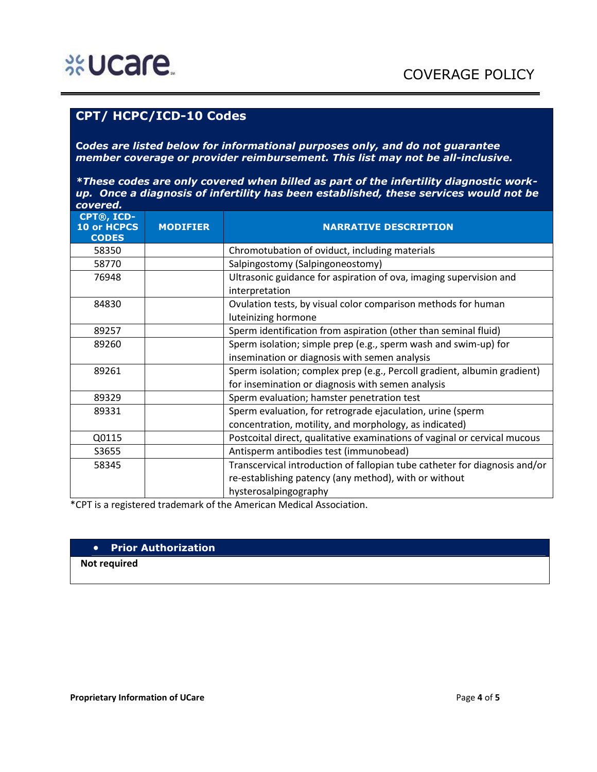## CPT/ HCPC/ICD-10 Codes

***Codes are listed below for informational purposes only, and do not guarantee member coverage or provider reimbursement. This list may not be all-inclusive.***

***\*These codes are only covered when billed as part of the infertility diagnostic work-up. Once a diagnosis of infertility has been established, these services would not be covered.***

| CPT®, ICD-10 or HCPCS CODES | MODIFIER | NARRATIVE DESCRIPTION |
|---|---|---|
| 58350 | | Chromotubation of oviduct, including materials |
| 58770 | | Salpingostomy (Salpingoneostomy) |
| 76948 | | Ultrasonic guidance for aspiration of ova, imaging supervision and interpretation |
| 84830 | | Ovulation tests, by visual color comparison methods for human luteinizing hormone |
| 89257 | | Sperm identification from aspiration (other than seminal fluid) |
| 89260 | | Sperm isolation; simple prep (e.g., sperm wash and swim-up) for insemination or diagnosis with semen analysis |
| 89261 | | Sperm isolation; complex prep (e.g., Percoll gradient, albumin gradient) for insemination or diagnosis with semen analysis |
| 89329 | | Sperm evaluation; hamster penetration test |
| 89331 | | Sperm evaluation, for retrograde ejaculation, urine (sperm concentration, motility, and morphology, as indicated) |
| Q0115 | | Postcoital direct, qualitative examinations of vaginal or cervical mucous |
| S3655 | | Antisperm antibodies test (immunobead) |
| 58345 | | Transcervical introduction of fallopian tube catheter for diagnosis and/or re-establishing patency (any method), with or without hysterosalpingography |

*CPT is a registered trademark of the American Medical Association.

- **Prior Authorization**

**Not required**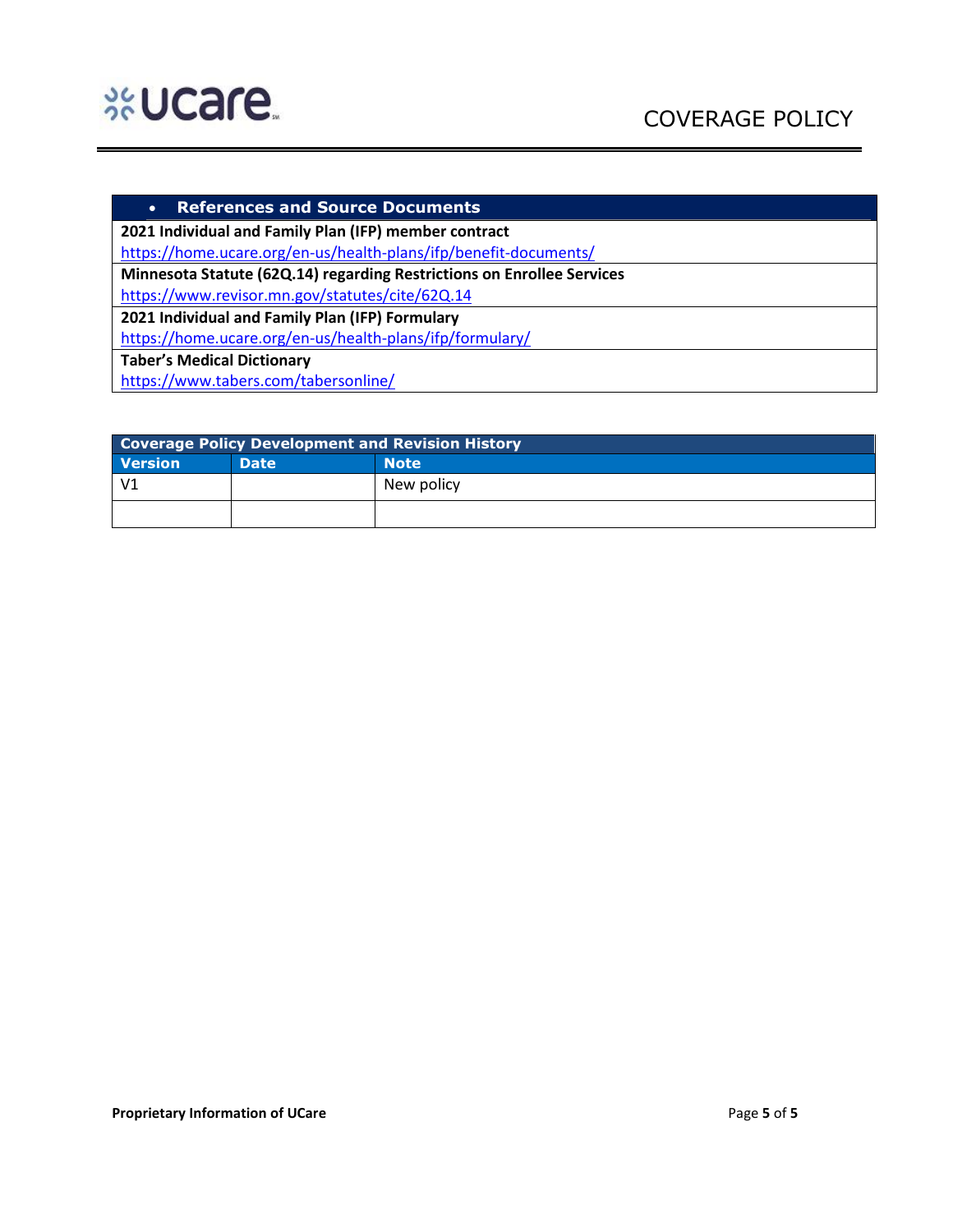## References and Source Documents

**2021 Individual and Family Plan (IFP) member contract**
https://home.ucare.org/en-us/health-plans/ifp/benefit-documents/

**Minnesota Statute (62Q.14) regarding Restrictions on Enrollee Services**
https://www.revisor.mn.gov/statutes/cite/62Q.14

**2021 Individual and Family Plan (IFP) Formulary**
https://home.ucare.org/en-us/health-plans/ifp/formulary/

**Taber's Medical Dictionary**
https://www.tabers.com/tabersonline/

**Coverage Policy Development and Revision History**

| Version | Date | Note |
|---|---|---|
| V1 | | New policy |
| | | |